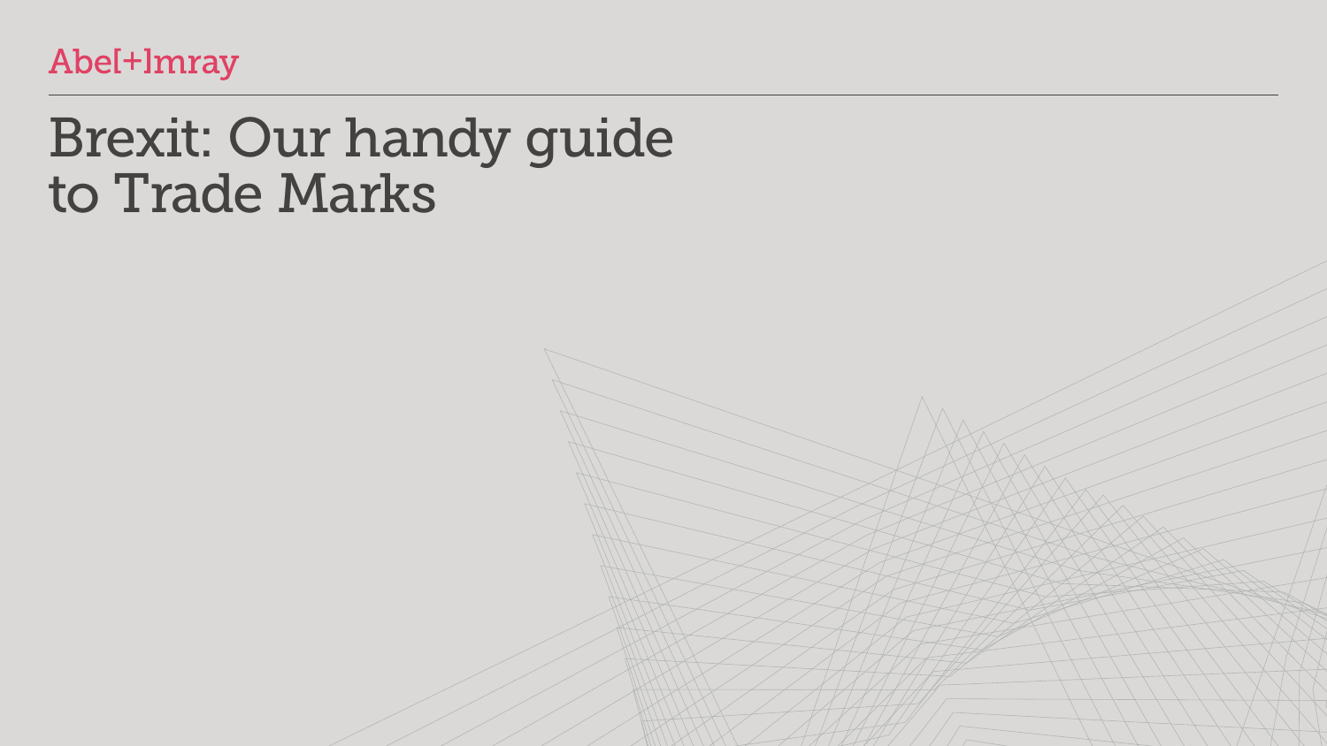Abel[+]mray

# Brexit: Our handy guide to Trade Marks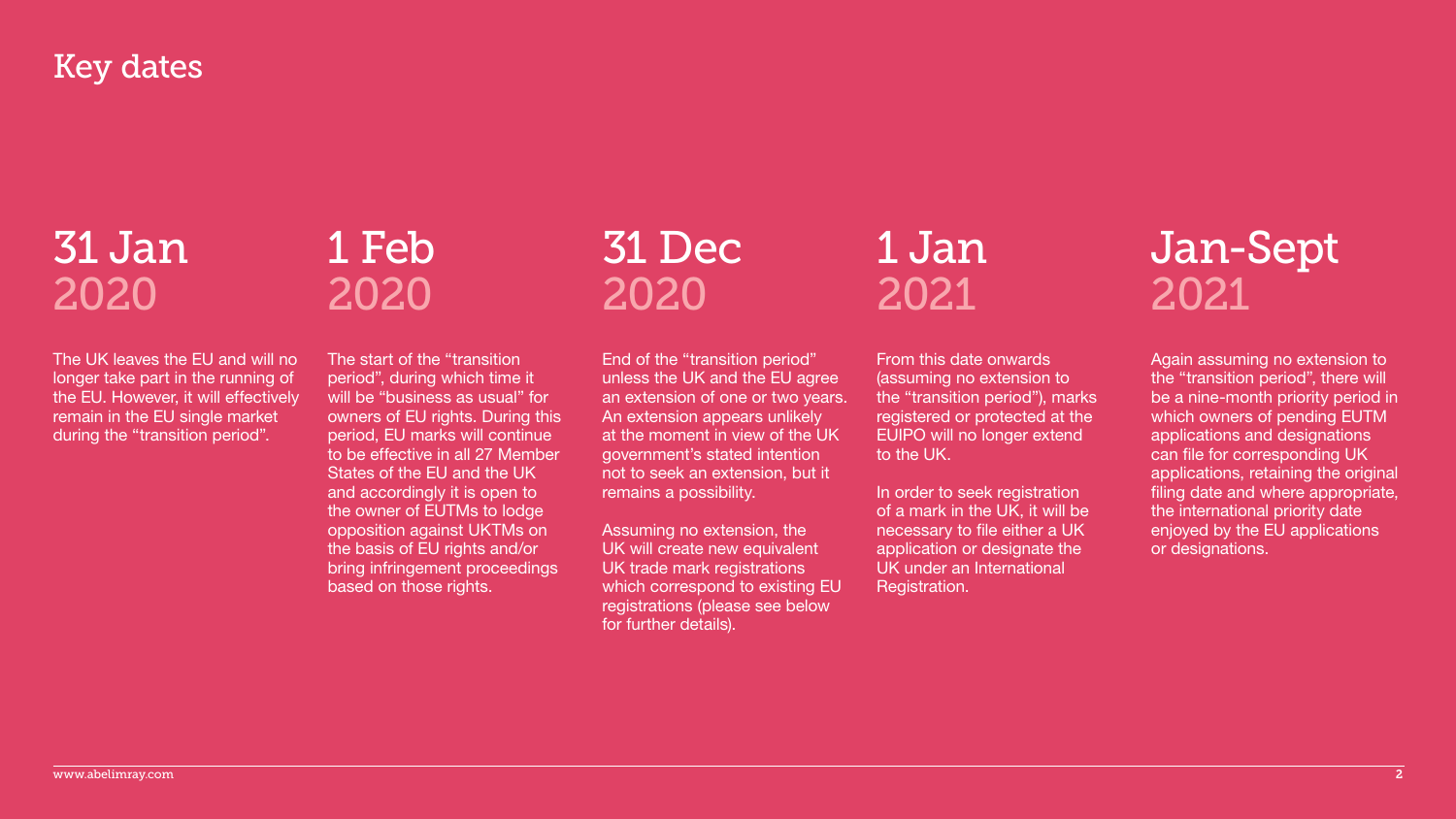# Key dates

## 31 Jan 2020

The UK leaves the EU and will no longer take part in the running of the EU. However, it will effectively remain in the EU single market during the "transition period".

## 1 Feb 2020

The start of the "transition period", during which time it will be "business as usual" for owners of EU rights. During this period, EU marks will continue to be effective in all 27 Member States of the EU and the UK and accordingly it is open to the owner of EUTMs to lodge opposition against UKTMs on the basis of EU rights and/or bring infringement proceedings based on those rights.

## 31 Dec 2020

End of the "transition period" unless the UK and the EU agree an extension of one or two years. An extension appears unlikely at the moment in view of the UK government's stated intention not to seek an extension, but it remains a possibility.

Assuming no extension, the UK will create new equivalent UK trade mark registrations which correspond to existing EU registrations (please see below for further details).

## 1 Jan 2021

From this date onwards (assuming no extension to the "transition period"), marks registered or protected at the EUIPO will no longer extend to the UK.

In order to seek registration of a mark in the UK, it will be necessary to file either a UK application or designate the UK under an International Registration.

## Jan-Sept 2021

Again assuming no extension to the "transition period", there will be a nine-month priority period in which owners of pending EUTM applications and designations can file for corresponding UK applications, retaining the original filing date and where appropriate, the international priority date enjoyed by the EU applications or designations.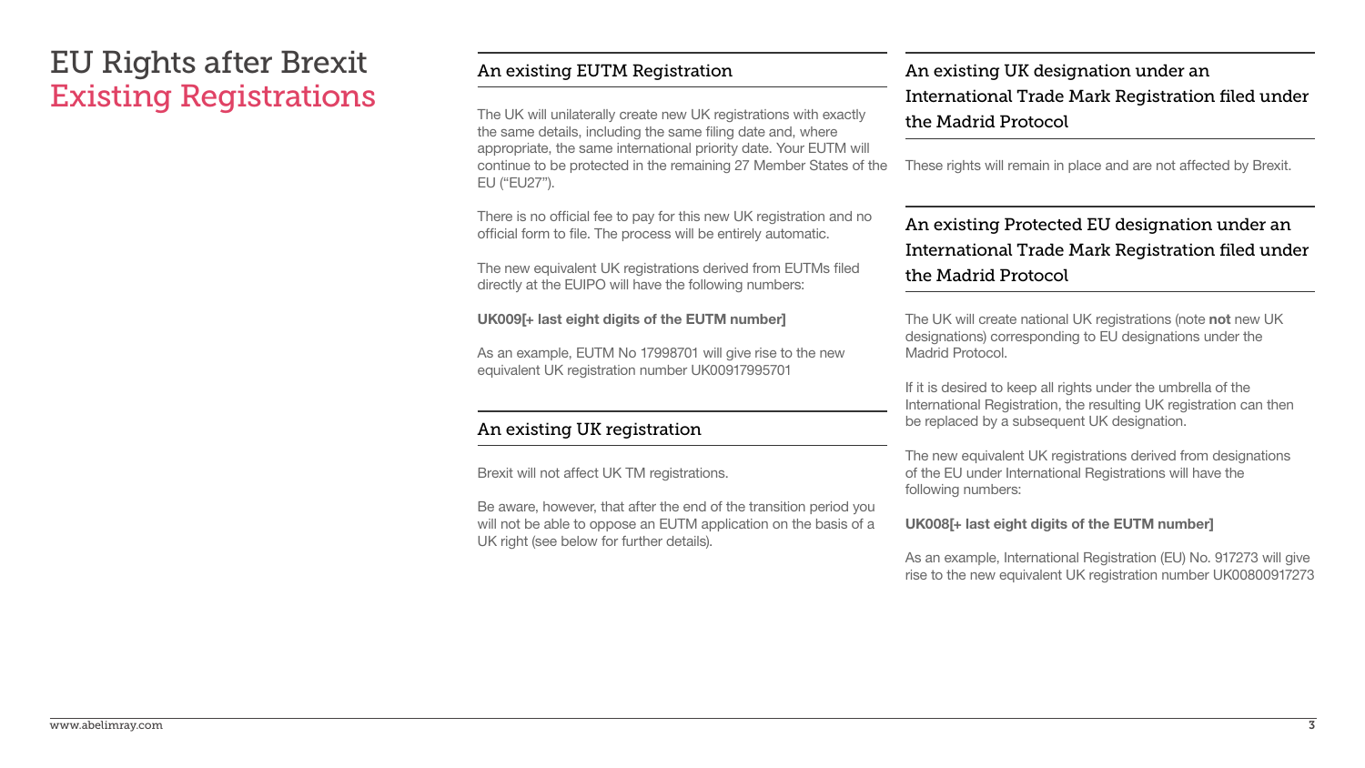# EU Rights after Brexit
# Existing Registrations

## An existing EUTM Registration

The UK will unilaterally create new UK registrations with exactly the same details, including the same filing date and, where appropriate, the same international priority date. Your EUTM will continue to be protected in the remaining 27 Member States of the EU ("EU27").

There is no official fee to pay for this new UK registration and no official form to file. The process will be entirely automatic.

The new equivalent UK registrations derived from EUTMs filed directly at the EUIPO will have the following numbers:

**UK009[+ last eight digits of the EUTM number]**

As an example, EUTM No 17998701 will give rise to the new equivalent UK registration number UK00917995701

## An existing UK registration

Brexit will not affect UK TM registrations.

Be aware, however, that after the end of the transition period you will not be able to oppose an EUTM application on the basis of a UK right (see below for further details).

## An existing UK designation under an International Trade Mark Registration filed under the Madrid Protocol

These rights will remain in place and are not affected by Brexit.

## An existing Protected EU designation under an International Trade Mark Registration filed under the Madrid Protocol

The UK will create national UK registrations (note **not** new UK designations) corresponding to EU designations under the Madrid Protocol.

If it is desired to keep all rights under the umbrella of the International Registration, the resulting UK registration can then be replaced by a subsequent UK designation.

The new equivalent UK registrations derived from designations of the EU under International Registrations will have the following numbers:

**UK008[+ last eight digits of the EUTM number]**

As an example, International Registration (EU) No. 917273 will give rise to the new equivalent UK registration number UK00800917273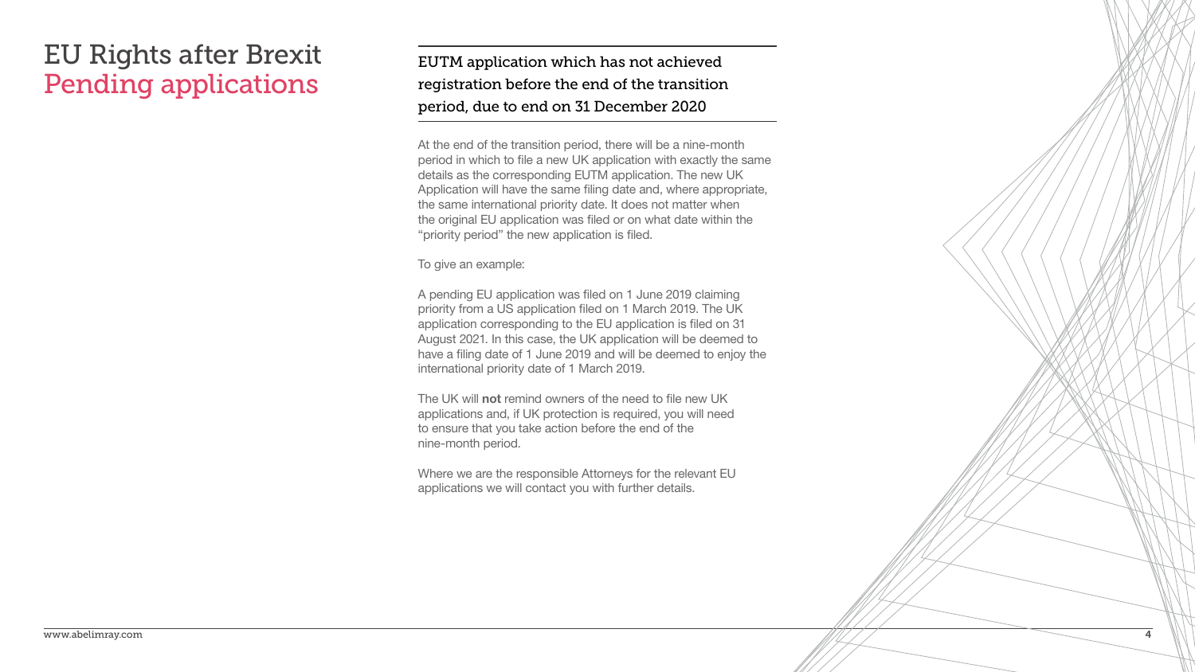# EU Rights after Brexit
## Pending applications

### EUTM application which has not achieved registration before the end of the transition period, due to end on 31 December 2020

At the end of the transition period, there will be a nine-month period in which to file a new UK application with exactly the same details as the corresponding EUTM application. The new UK Application will have the same filing date and, where appropriate, the same international priority date. It does not matter when the original EU application was filed or on what date within the "priority period" the new application is filed.

To give an example:

A pending EU application was filed on 1 June 2019 claiming priority from a US application filed on 1 March 2019. The UK application corresponding to the EU application is filed on 31 August 2021. In this case, the UK application will be deemed to have a filing date of 1 June 2019 and will be deemed to enjoy the international priority date of 1 March 2019.

The UK will **not** remind owners of the need to file new UK applications and, if UK protection is required, you will need to ensure that you take action before the end of the nine-month period.

Where we are the responsible Attorneys for the relevant EU applications we will contact you with further details.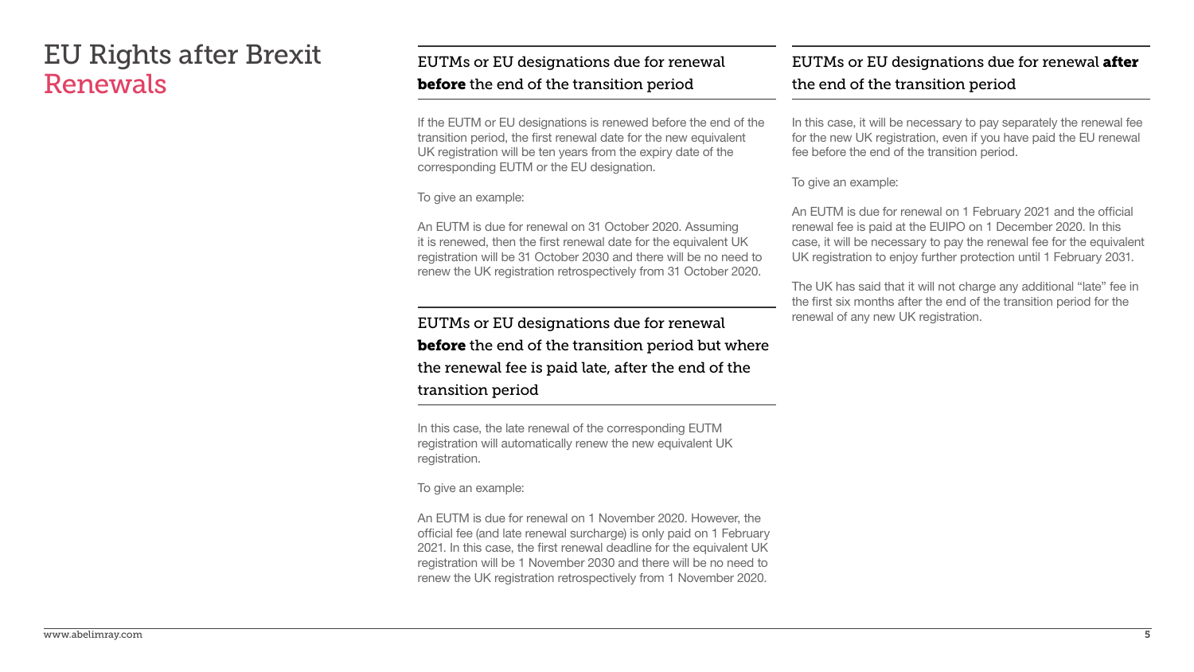# EU Rights after Brexit
## Renewals

### EUTMs or EU designations due for renewal **before** the end of the transition period

If the EUTM or EU designations is renewed before the end of the transition period, the first renewal date for the new equivalent UK registration will be ten years from the expiry date of the corresponding EUTM or the EU designation.

To give an example:

An EUTM is due for renewal on 31 October 2020. Assuming it is renewed, then the first renewal date for the equivalent UK registration will be 31 October 2030 and there will be no need to renew the UK registration retrospectively from 31 October 2020.

### EUTMs or EU designations due for renewal **before** the end of the transition period but where the renewal fee is paid late, after the end of the transition period

In this case, the late renewal of the corresponding EUTM registration will automatically renew the new equivalent UK registration.

To give an example:

An EUTM is due for renewal on 1 November 2020. However, the official fee (and late renewal surcharge) is only paid on 1 February 2021. In this case, the first renewal deadline for the equivalent UK registration will be 1 November 2030 and there will be no need to renew the UK registration retrospectively from 1 November 2020.

### EUTMs or EU designations due for renewal **after** the end of the transition period

In this case, it will be necessary to pay separately the renewal fee for the new UK registration, even if you have paid the EU renewal fee before the end of the transition period.

To give an example:

An EUTM is due for renewal on 1 February 2021 and the official renewal fee is paid at the EUIPO on 1 December 2020. In this case, it will be necessary to pay the renewal fee for the equivalent UK registration to enjoy further protection until 1 February 2031.

The UK has said that it will not charge any additional “late” fee in the first six months after the end of the transition period for the renewal of any new UK registration.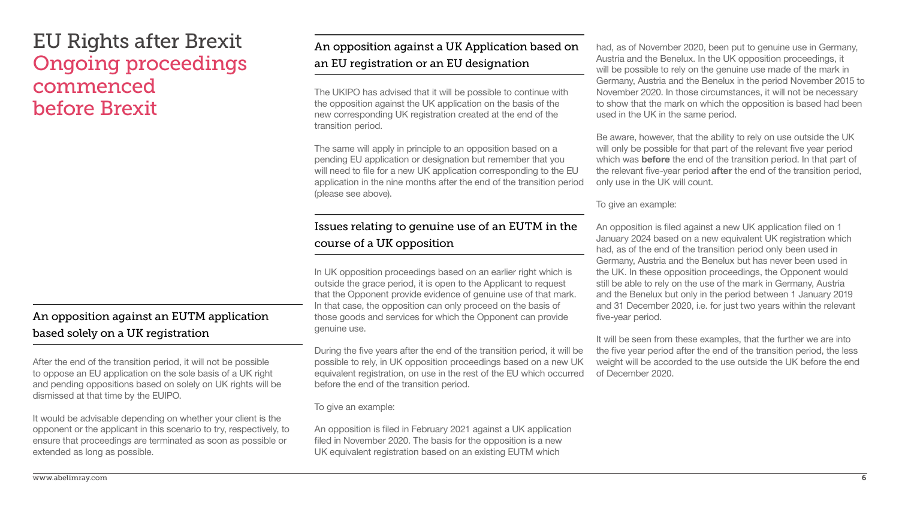# EU Rights after Brexit

## Ongoing proceedings commenced before Brexit

### An opposition against an EUTM application based solely on a UK registration

After the end of the transition period, it will not be possible to oppose an EU application on the sole basis of a UK right and pending oppositions based on solely on UK rights will be dismissed at that time by the EUIPO.

It would be advisable depending on whether your client is the opponent or the applicant in this scenario to try, respectively, to ensure that proceedings are terminated as soon as possible or extended as long as possible.

### An opposition against a UK Application based on an EU registration or an EU designation

The UKIPO has advised that it will be possible to continue with the opposition against the UK application on the basis of the new corresponding UK registration created at the end of the transition period.

The same will apply in principle to an opposition based on a pending EU application or designation but remember that you will need to file for a new UK application corresponding to the EU application in the nine months after the end of the transition period (please see above).

### Issues relating to genuine use of an EUTM in the course of a UK opposition

In UK opposition proceedings based on an earlier right which is outside the grace period, it is open to the Applicant to request that the Opponent provide evidence of genuine use of that mark. In that case, the opposition can only proceed on the basis of those goods and services for which the Opponent can provide genuine use.

During the five years after the end of the transition period, it will be possible to rely, in UK opposition proceedings based on a new UK equivalent registration, on use in the rest of the EU which occurred before the end of the transition period.

To give an example:

An opposition is filed in February 2021 against a UK application filed in November 2020. The basis for the opposition is a new UK equivalent registration based on an existing EUTM which had, as of November 2020, been put to genuine use in Germany, Austria and the Benelux. In the UK opposition proceedings, it will be possible to rely on the genuine use made of the mark in Germany, Austria and the Benelux in the period November 2015 to November 2020. In those circumstances, it will not be necessary to show that the mark on which the opposition is based had been used in the UK in the same period.

Be aware, however, that the ability to rely on use outside the UK will only be possible for that part of the relevant five year period which was **before** the end of the transition period. In that part of the relevant five-year period **after** the end of the transition period, only use in the UK will count.

To give an example:

An opposition is filed against a new UK application filed on 1 January 2024 based on a new equivalent UK registration which had, as of the end of the transition period only been used in Germany, Austria and the Benelux but has never been used in the UK. In these opposition proceedings, the Opponent would still be able to rely on the use of the mark in Germany, Austria and the Benelux but only in the period between 1 January 2019 and 31 December 2020, i.e. for just two years within the relevant five-year period.

It will be seen from these examples, that the further we are into the five year period after the end of the transition period, the less weight will be accorded to the use outside the UK before the end of December 2020.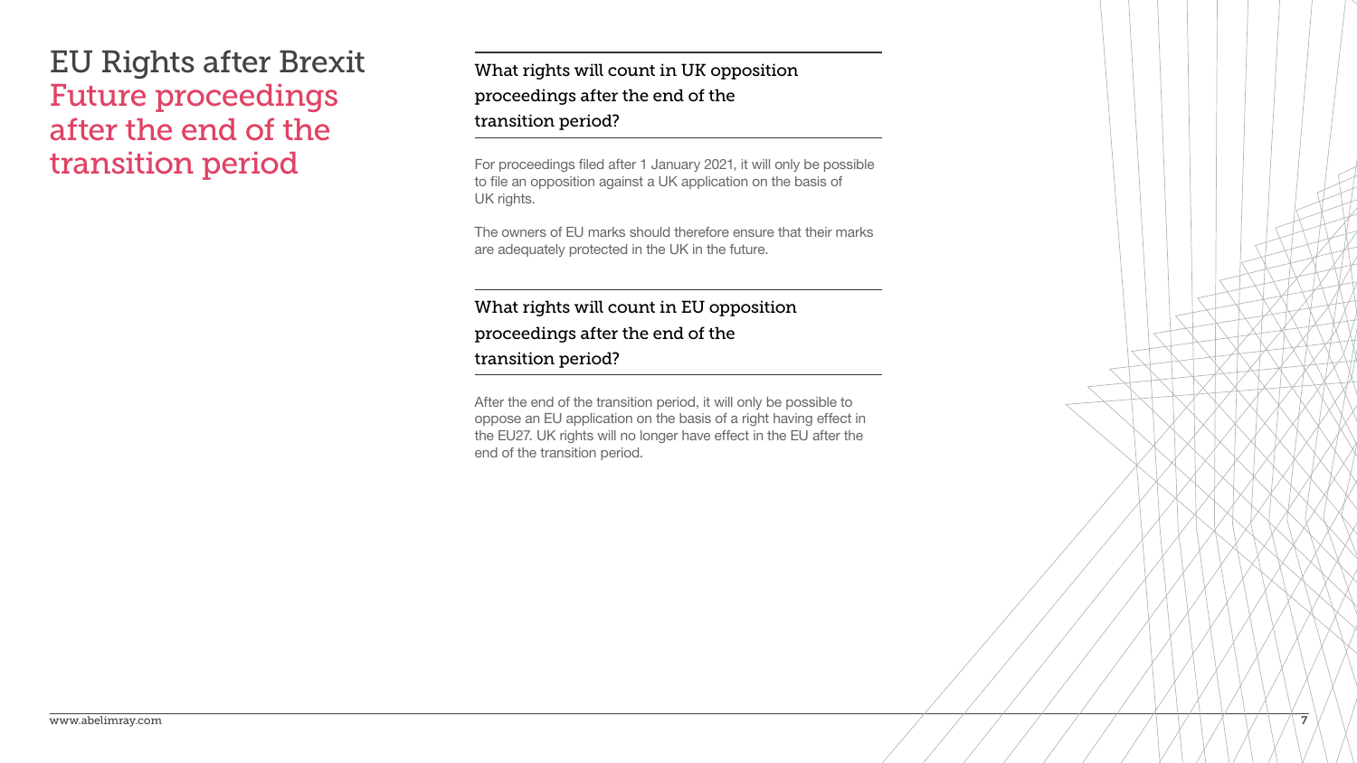# EU Rights after Brexit

## Future proceedings after the end of the transition period

### What rights will count in UK opposition proceedings after the end of the transition period?

For proceedings filed after 1 January 2021, it will only be possible to file an opposition against a UK application on the basis of UK rights.

The owners of EU marks should therefore ensure that their marks are adequately protected in the UK in the future.

### What rights will count in EU opposition proceedings after the end of the transition period?

After the end of the transition period, it will only be possible to oppose an EU application on the basis of a right having effect in the EU27. UK rights will no longer have effect in the EU after the end of the transition period.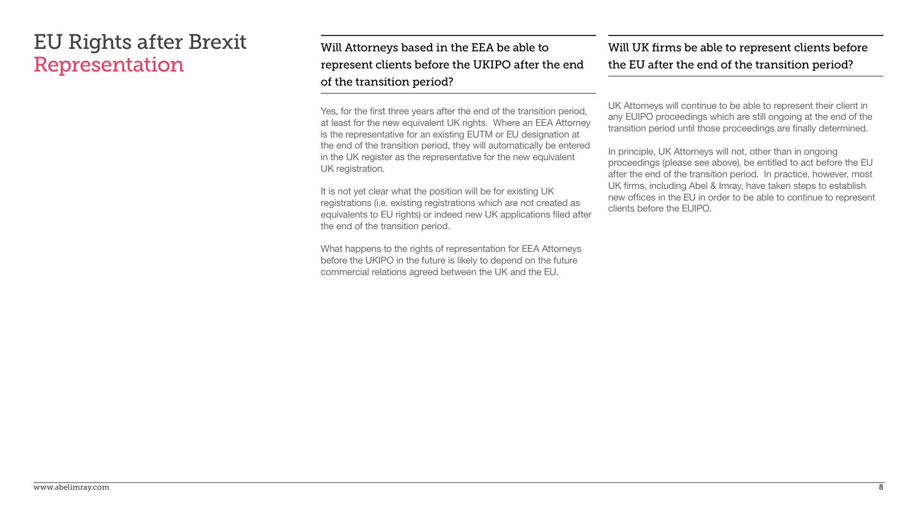# EU Rights after Brexit
## Representation

### Will Attorneys based in the EEA be able to represent clients before the UKIPO after the end of the transition period?

Yes, for the first three years after the end of the transition period, at least for the new equivalent UK rights. Where an EEA Attorney is the representative for an existing EUTM or EU designation at the end of the transition period, they will automatically be entered in the UK register as the representative for the new equivalent UK registration.

It is not yet clear what the position will be for existing UK registrations (i.e. existing registrations which are not created as equivalents to EU rights) or indeed new UK applications filed after the end of the transition period.

What happens to the rights of representation for EEA Attorneys before the UKIPO in the future is likely to depend on the future commercial relations agreed between the UK and the EU.

### Will UK firms be able to represent clients before the EU after the end of the transition period?

UK Attorneys will continue to be able to represent their client in any EUIPO proceedings which are still ongoing at the end of the transition period until those proceedings are finally determined.

In principle, UK Attorneys will not, other than in ongoing proceedings (please see above), be entitled to act before the EU after the end of the transition period. In practice, however, most UK firms, including Abel & Imray, have taken steps to establish new offices in the EU in order to be able to continue to represent clients before the EUIPO.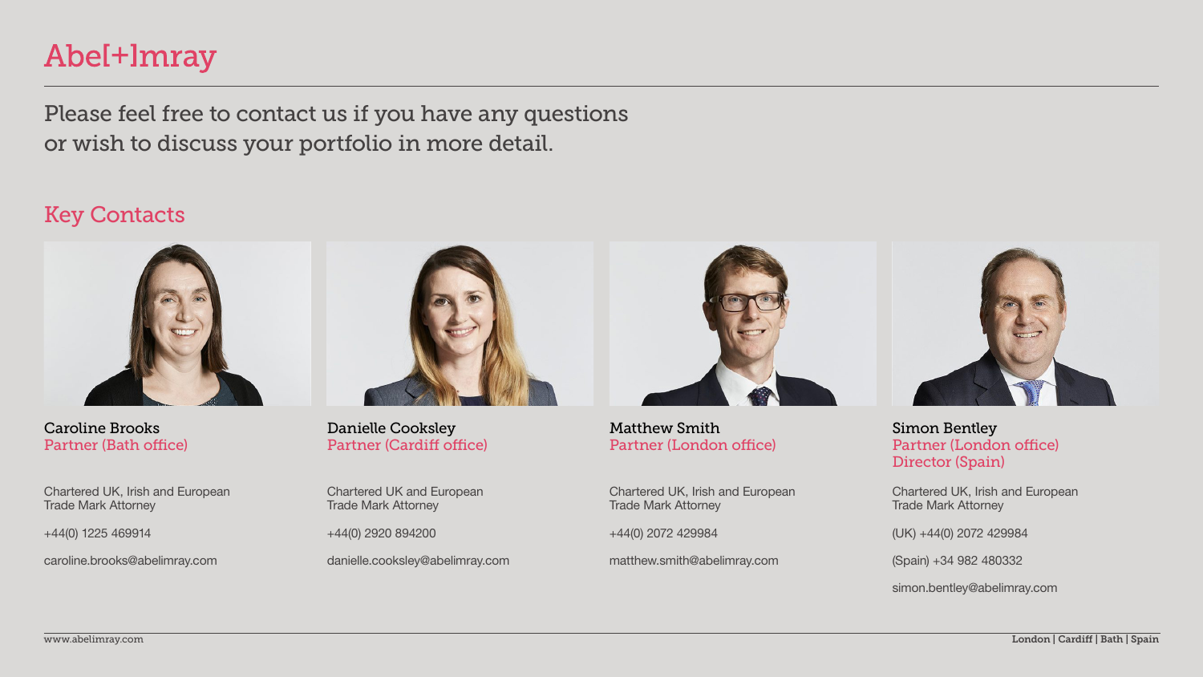# Abel[+]mray

Please feel free to contact us if you have any questions or wish to discuss your portfolio in more detail.

## Key Contacts

### Caroline Brooks
Partner (Bath office)

Chartered UK, Irish and European Trade Mark Attorney

+44(0) 1225 469914

caroline.brooks@abelimray.com

### Danielle Cooksley
Partner (Cardiff office)

Chartered UK and European Trade Mark Attorney

+44(0) 2920 894200

danielle.cooksley@abelimray.com

### Matthew Smith
Partner (London office)

Chartered UK, Irish and European Trade Mark Attorney

+44(0) 2072 429984

matthew.smith@abelimray.com

### Simon Bentley
Partner (London office)
Director (Spain)

Chartered UK, Irish and European Trade Mark Attorney

(UK) +44(0) 2072 429984

(Spain) +34 982 480332

simon.bentley@abelimray.com

www.abelimray.com

London | Cardiff | Bath | Spain